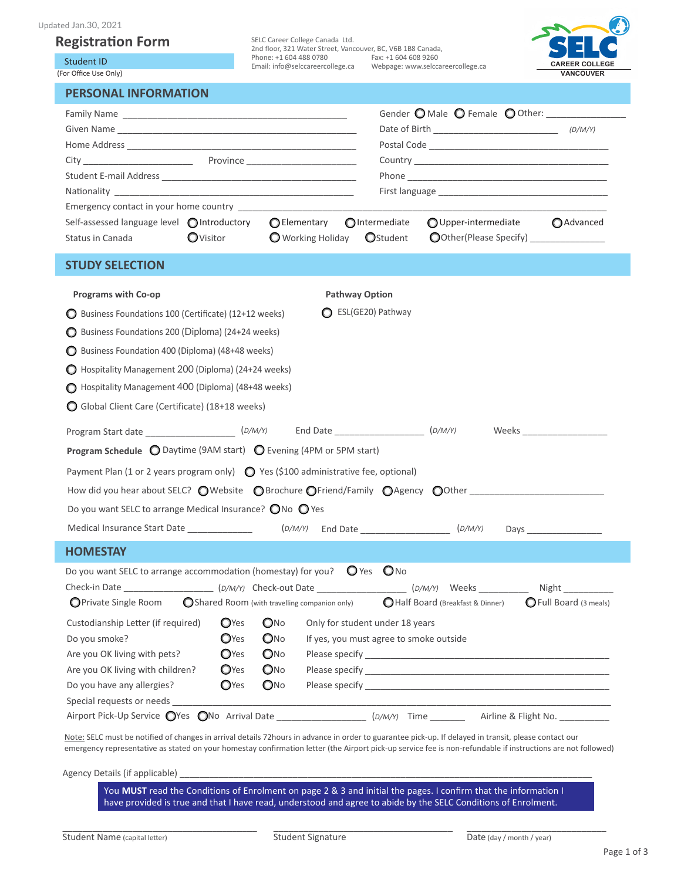Updated Jan.30, 2021

# Registration Form

Student ID
(For Office Use Only)

SELC Career College Canada Ltd.
2nd floor, 321 Water Street, Vancouver, BC, V6B 1B8 Canada,
Phone: +1 604 488 0780    Fax: +1 604 608 9260
Email: info@selccareercollege.ca    Webpage: www.selccareercollege.ca

SELC CAREER COLLEGE VANCOUVER

## PERSONAL INFORMATION

Family Name ____________________    Gender ○ Male ○ Female ○ Other: ________

Given Name ____________________    Date of Birth ____________ (D/M/Y)

Home Address ____________________    Postal Code ____________

City ____________ Province ____________    Country ____________

Student E-mail Address ____________________    Phone ____________

Nationality ____________________    First language ____________

Emergency contact in your home country ____________________

Self-assessed language level ○ Introductory ○ Elementary ○ Intermediate ○ Upper-intermediate ○ Advanced

Status in Canada ○ Visitor ○ Working Holiday ○ Student ○ Other(Please Specify) ____________

## STUDY SELECTION

**Programs with Co-op**

- ○ Business Foundations 100 (Certificate) (12+12 weeks)
- ○ Business Foundations 200 (Diploma) (24+24 weeks)
- ○ Business Foundation 400 (Diploma) (48+48 weeks)
- ○ Hospitality Management 200 (Diploma) (24+24 weeks)
- ○ Hospitality Management 400 (Diploma) (48+48 weeks)
- ○ Global Client Care (Certificate) (18+18 weeks)

**Pathway Option**

- ○ ESL(GE20) Pathway

Program Start date ____________ (D/M/Y)    End Date ____________ (D/M/Y)    Weeks ____________

**Program Schedule** ○ Daytime (9AM start) ○ Evening (4PM or 5PM start)

Payment Plan (1 or 2 years program only) ○ Yes ($100 administrative fee, optional)

How did you hear about SELC? ○ Website ○ Brochure ○ Friend/Family ○ Agency ○ Other ____________

Do you want SELC to arrange Medical Insurance? ○ No ○ Yes

Medical Insurance Start Date ____________ (D/M/Y)    End Date ____________ (D/M/Y)    Days ____________

## HOMESTAY

Do you want SELC to arrange accommodation (homestay) for you? ○ Yes ○ No

Check-in Date ____________ (D/M/Y)    Check-out Date ____________ (D/M/Y)    Weeks ________    Night ________

○ Private Single Room ○ Shared Room (with travelling companion only) ○ Half Board (Breakfast & Dinner) ○ Full Board (3 meals)

| | | | |
|---|---|---|---|
| Custodianship Letter (if required) | ○ Yes | ○ No | Only for student under 18 years |
| Do you smoke? | ○ Yes | ○ No | If yes, you must agree to smoke outside |
| Are you OK living with pets? | ○ Yes | ○ No | Please specify ____________ |
| Are you OK living with children? | ○ Yes | ○ No | Please specify ____________ |
| Do you have any allergies? | ○ Yes | ○ No | Please specify ____________ |

Special requests or needs ____________________

Airport Pick-Up Service ○ Yes ○ No    Arrival Date ____________ (D/M/Y)    Time ________    Airline & Flight No. ________

Note: SELC must be notified of changes in arrival details 72hours in advance in order to guarantee pick-up. If delayed in transit, please contact our emergency representative as stated on your homestay confirmation letter (the Airport pick-up service fee is non-refundable if instructions are not followed)

Agency Details (if applicable) ____________________

You **MUST** read the Conditions of Enrolment on page 2 & 3 and initial the pages. I confirm that the information I have provided is true and that I have read, understood and agree to abide by the SELC Conditions of Enrolment.

____________________    ____________________    ____________________
Student Name (capital letter)    Student Signature    Date (day / month / year)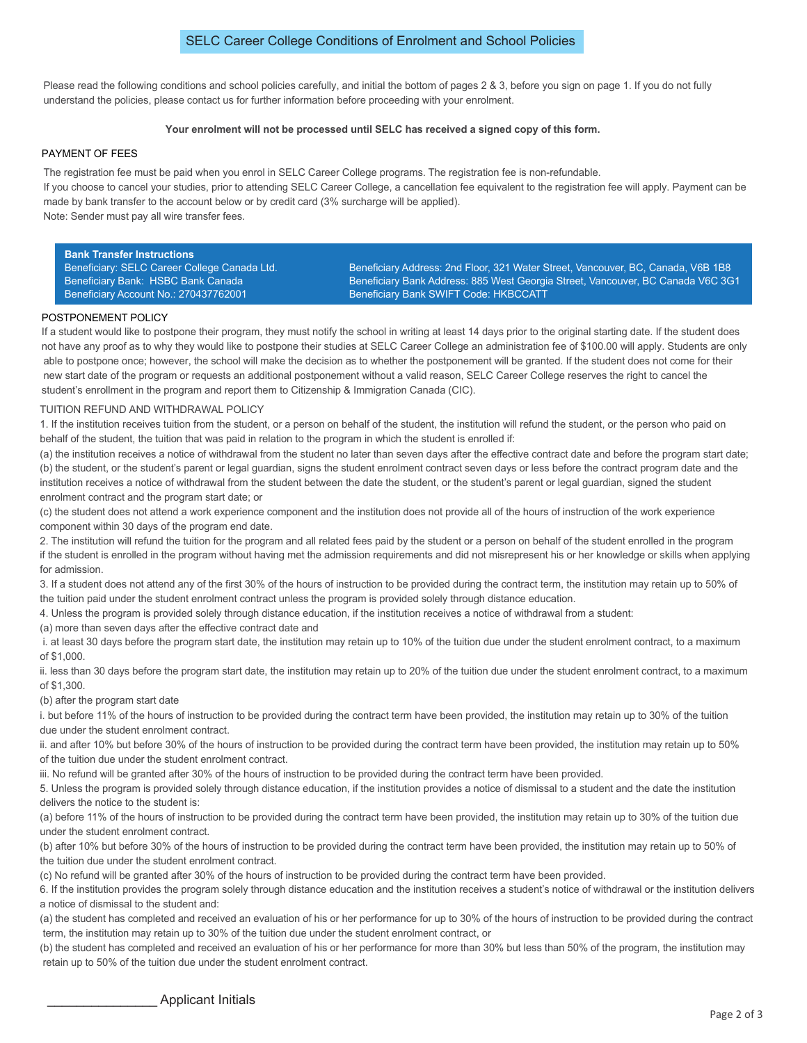# SELC Career College Conditions of Enrolment and School Policies

Please read the following conditions and school policies carefully, and initial the bottom of pages 2 & 3, before you sign on page 1. If you do not fully understand the policies, please contact us for further information before proceeding with your enrolment.

**Your enrolment will not be processed until SELC has received a signed copy of this form.**

## PAYMENT OF FEES

The registration fee must be paid when you enrol in SELC Career College programs. The registration fee is non-refundable.
If you choose to cancel your studies, prior to attending SELC Career College, a cancellation fee equivalent to the registration fee will apply. Payment can be made by bank transfer to the account below or by credit card (3% surcharge will be applied).
Note: Sender must pay all wire transfer fees.

**Bank Transfer Instructions**
Beneficiary: SELC Career College Canada Ltd.
Beneficiary Bank: HSBC Bank Canada
Beneficiary Account No.: 270437762001
Beneficiary Address: 2nd Floor, 321 Water Street, Vancouver, BC, Canada, V6B 1B8
Beneficiary Bank Address: 885 West Georgia Street, Vancouver, BC Canada V6C 3G1
Beneficiary Bank SWIFT Code: HKBCCATT

## POSTPONEMENT POLICY

If a student would like to postpone their program, they must notify the school in writing at least 14 days prior to the original starting date. If the student does not have any proof as to why they would like to postpone their studies at SELC Career College an administration fee of $100.00 will apply. Students are only able to postpone once; however, the school will make the decision as to whether the postponement will be granted. If the student does not come for their new start date of the program or requests an additional postponement without a valid reason, SELC Career College reserves the right to cancel the student's enrollment in the program and report them to Citizenship & Immigration Canada (CIC).

## TUITION REFUND AND WITHDRAWAL POLICY

1. If the institution receives tuition from the student, or a person on behalf of the student, the institution will refund the student, or the person who paid on behalf of the student, the tuition that was paid in relation to the program in which the student is enrolled if:
(a) the institution receives a notice of withdrawal from the student no later than seven days after the effective contract date and before the program start date;
(b) the student, or the student's parent or legal guardian, signs the student enrolment contract seven days or less before the contract program date and the institution receives a notice of withdrawal from the student between the date the student, or the student's parent or legal guardian, signed the student enrolment contract and the program start date; or
(c) the student does not attend a work experience component and the institution does not provide all of the hours of instruction of the work experience component within 30 days of the program end date.
2. The institution will refund the tuition for the program and all related fees paid by the student or a person on behalf of the student enrolled in the program if the student is enrolled in the program without having met the admission requirements and did not misrepresent his or her knowledge or skills when applying for admission.
3. If a student does not attend any of the first 30% of the hours of instruction to be provided during the contract term, the institution may retain up to 50% of the tuition paid under the student enrolment contract unless the program is provided solely through distance education.
4. Unless the program is provided solely through distance education, if the institution receives a notice of withdrawal from a student:
(a) more than seven days after the effective contract date and
i. at least 30 days before the program start date, the institution may retain up to 10% of the tuition due under the student enrolment contract, to a maximum of $1,000.
ii. less than 30 days before the program start date, the institution may retain up to 20% of the tuition due under the student enrolment contract, to a maximum of $1,300.
(b) after the program start date
i. but before 11% of the hours of instruction to be provided during the contract term have been provided, the institution may retain up to 30% of the tuition due under the student enrolment contract.
ii. and after 10% but before 30% of the hours of instruction to be provided during the contract term have been provided, the institution may retain up to 50% of the tuition due under the student enrolment contract.
iii. No refund will be granted after 30% of the hours of instruction to be provided during the contract term have been provided.
5. Unless the program is provided solely through distance education, if the institution provides a notice of dismissal to a student and the date the institution delivers the notice to the student is:
(a) before 11% of the hours of instruction to be provided during the contract term have been provided, the institution may retain up to 30% of the tuition due under the student enrolment contract.
(b) after 10% but before 30% of the hours of instruction to be provided during the contract term have been provided, the institution may retain up to 50% of the tuition due under the student enrolment contract.
(c) No refund will be granted after 30% of the hours of instruction to be provided during the contract term have been provided.
6. If the institution provides the program solely through distance education and the institution receives a student's notice of withdrawal or the institution delivers a notice of dismissal to the student and:
(a) the student has completed and received an evaluation of his or her performance for up to 30% of the hours of instruction to be provided during the contract term, the institution may retain up to 30% of the tuition due under the student enrolment contract, or
(b) the student has completed and received an evaluation of his or her performance for more than 30% but less than 50% of the program, the institution may retain up to 50% of the tuition due under the student enrolment contract.

________________ Applicant Initials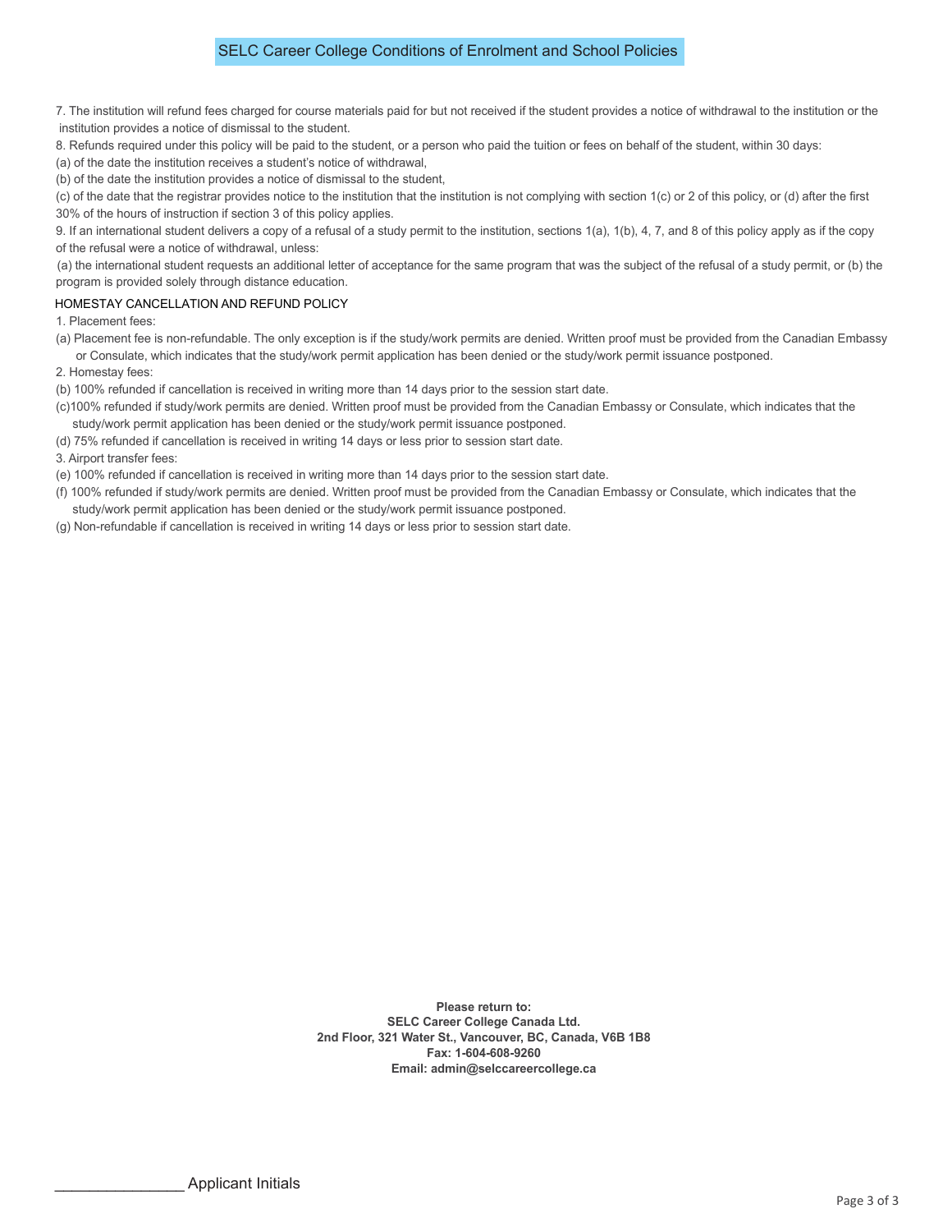7. The institution will refund fees charged for course materials paid for but not received if the student provides a notice of withdrawal to the institution or the institution provides a notice of dismissal to the student.

8. Refunds required under this policy will be paid to the student, or a person who paid the tuition or fees on behalf of the student, within 30 days:

(a) of the date the institution receives a student's notice of withdrawal,

(b) of the date the institution provides a notice of dismissal to the student,

(c) of the date that the registrar provides notice to the institution that the institution is not complying with section 1(c) or 2 of this policy, or (d) after the first 30% of the hours of instruction if section 3 of this policy applies.

9. If an international student delivers a copy of a refusal of a study permit to the institution, sections 1(a), 1(b), 4, 7, and 8 of this policy apply as if the copy of the refusal were a notice of withdrawal, unless:

(a) the international student requests an additional letter of acceptance for the same program that was the subject of the refusal of a study permit, or (b) the program is provided solely through distance education.

HOMESTAY CANCELLATION AND REFUND POLICY

1. Placement fees:

(a) Placement fee is non-refundable. The only exception is if the study/work permits are denied. Written proof must be provided from the Canadian Embassy or Consulate, which indicates that the study/work permit application has been denied or the study/work permit issuance postponed.

2. Homestay fees:

(b) 100% refunded if cancellation is received in writing more than 14 days prior to the session start date.

(c)100% refunded if study/work permits are denied. Written proof must be provided from the Canadian Embassy or Consulate, which indicates that the study/work permit application has been denied or the study/work permit issuance postponed.

(d) 75% refunded if cancellation is received in writing 14 days or less prior to session start date.

3. Airport transfer fees:

(e) 100% refunded if cancellation is received in writing more than 14 days prior to the session start date.

(f) 100% refunded if study/work permits are denied. Written proof must be provided from the Canadian Embassy or Consulate, which indicates that the study/work permit application has been denied or the study/work permit issuance postponed.

(g) Non-refundable if cancellation is received in writing 14 days or less prior to session start date.

**Please return to:**
**SELC Career College Canada Ltd.**
**2nd Floor, 321 Water St., Vancouver, BC, Canada, V6B 1B8**
**Fax: 1-604-608-9260**
**Email: admin@selccareercollege.ca**

_______________ Applicant Initials